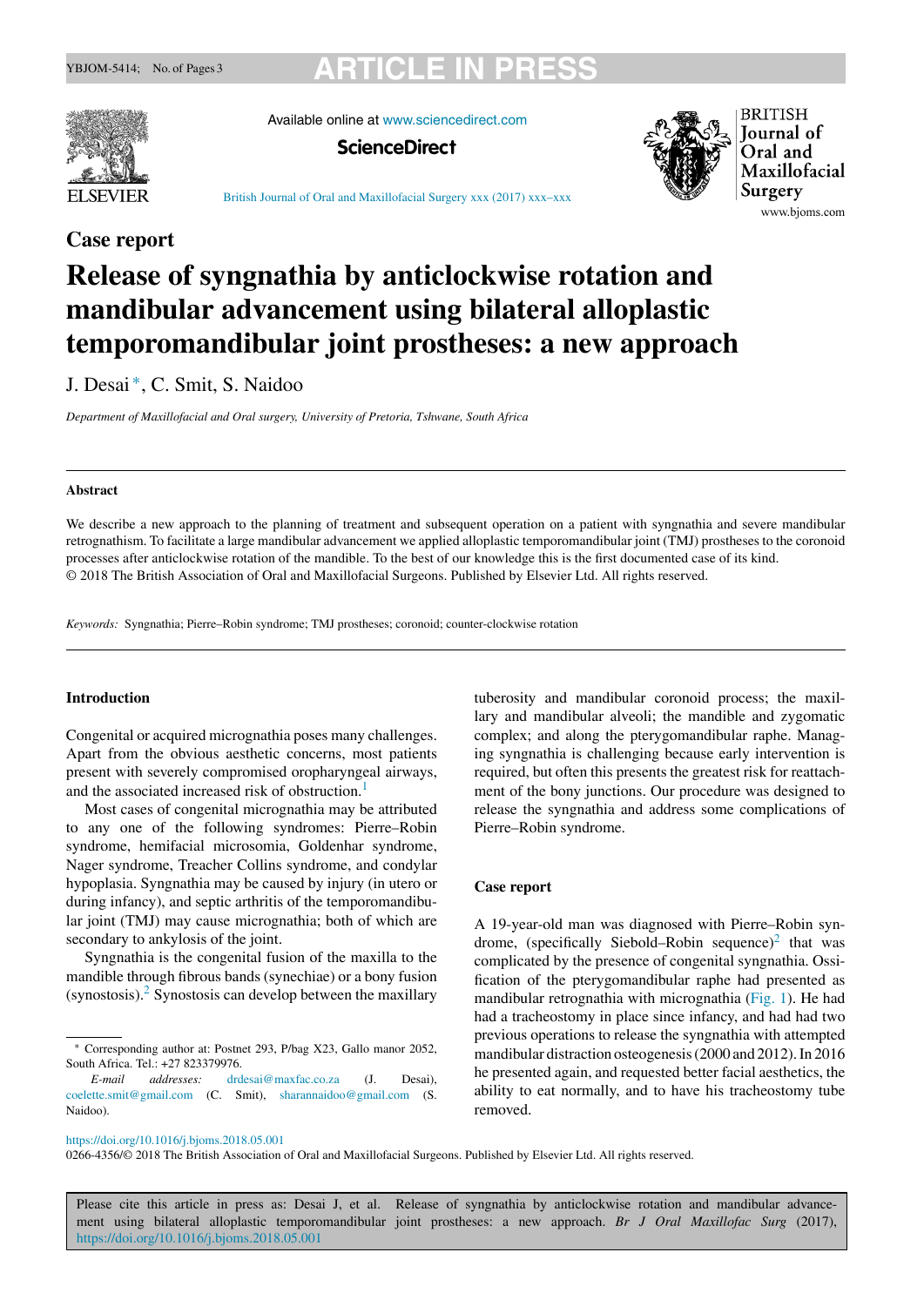Case report

# Release of syngnathia by anticlockwise rotation and mandibular advancement using bilateral alloplastic temporomandibular joint prostheses: a new approach

J. Desai*, C. Smit, S. Naidoo

*Department of Maxillofacial and Oral surgery, University of Pretoria, Tshwane, South Africa*

## Abstract

We describe a new approach to the planning of treatment and subsequent operation on a patient with syngnathia and severe mandibular retrognathism. To facilitate a large mandibular advancement we applied alloplastic temporomandibular joint (TMJ) prostheses to the coronoid processes after anticlockwise rotation of the mandible. To the best of our knowledge this is the first documented case of its kind.
© 2018 The British Association of Oral and Maxillofacial Surgeons. Published by Elsevier Ltd. All rights reserved.

*Keywords:* Syngnathia; Pierre–Robin syndrome; TMJ prostheses; coronoid; counter-clockwise rotation

## Introduction

Congenital or acquired micrognathia poses many challenges. Apart from the obvious aesthetic concerns, most patients present with severely compromised oropharyngeal airways, and the associated increased risk of obstruction.[1]

Most cases of congenital micrognathia may be attributed to any one of the following syndromes: Pierre–Robin syndrome, hemifacial microsomia, Goldenhar syndrome, Nager syndrome, Treacher Collins syndrome, and condylar hypoplasia. Syngnathia may be caused by injury (in utero or during infancy), and septic arthritis of the temporomandibular joint (TMJ) may cause micrognathia; both of which are secondary to ankylosis of the joint.

Syngnathia is the congenital fusion of the maxilla to the mandible through fibrous bands (synechiae) or a bony fusion (synostosis).[2] Synostosis can develop between the maxillary tuberosity and mandibular coronoid process; the maxillary and mandibular alveoli; the mandible and zygomatic complex; and along the pterygomandibular raphe. Managing syngnathia is challenging because early intervention is required, but often this presents the greatest risk for reattachment of the bony junctions. Our procedure was designed to release the syngnathia and address some complications of Pierre–Robin syndrome.

## Case report

A 19-year-old man was diagnosed with Pierre–Robin syndrome, (specifically Siebold–Robin sequence)[2] that was complicated by the presence of congenital syngnathia. Ossification of the pterygomandibular raphe had presented as mandibular retrognathia with micrognathia (Fig. 1). He had had a tracheostomy in place since infancy, and had had two previous operations to release the syngnathia with attempted mandibular distraction osteogenesis (2000 and 2012). In 2016 he presented again, and requested better facial aesthetics, the ability to eat normally, and to have his tracheostomy tube removed.

* Corresponding author at: Postnet 293, P/bag X23, Gallo manor 2052, South Africa. Tel.: +27 823379976.
*E-mail addresses:* drdesai@maxfac.co.za (J. Desai), coelette.smit@gmail.com (C. Smit), sharannaidoo@gmail.com (S. Naidoo).

https://doi.org/10.1016/j.bjoms.2018.05.001
0266-4356/© 2018 The British Association of Oral and Maxillofacial Surgeons. Published by Elsevier Ltd. All rights reserved.

Please cite this article in press as: Desai J, et al. Release of syngnathia by anticlockwise rotation and mandibular advancement using bilateral alloplastic temporomandibular joint prostheses: a new approach. *Br J Oral Maxillofac Surg* (2017), https://doi.org/10.1016/j.bjoms.2018.05.001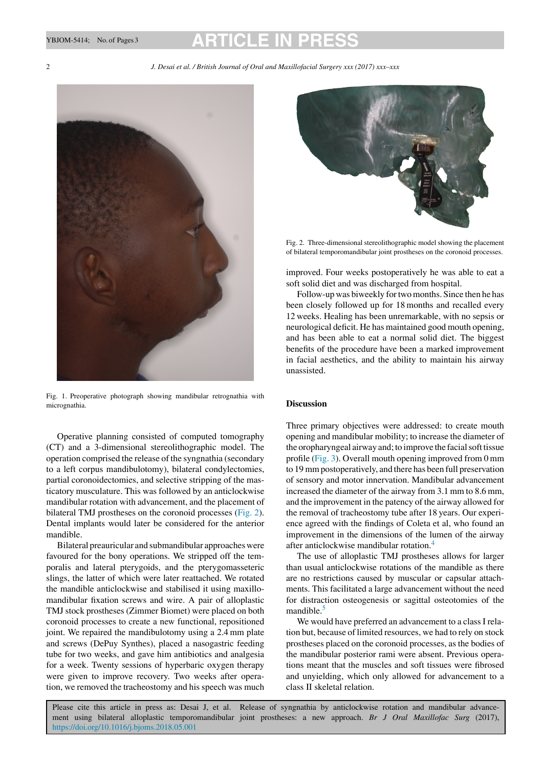Fig. 1. Preoperative photograph showing mandibular retrognathia with micrognathia.

Operative planning consisted of computed tomography (CT) and a 3-dimensional stereolithographic model. The operation comprised the release of the syngnathia (secondary to a left corpus mandibulotomy), bilateral condylectomies, partial coronoidectomies, and selective stripping of the masticatory musculature. This was followed by an anticlockwise mandibular rotation with advancement, and the placement of bilateral TMJ prostheses on the coronoid processes (Fig. 2). Dental implants would later be considered for the anterior mandible.

Bilateral preauricular and submandibular approaches were favoured for the bony operations. We stripped off the temporalis and lateral pterygoids, and the pterygomasseteric slings, the latter of which were later reattached. We rotated the mandible anticlockwise and stabilised it using maxillomandibular fixation screws and wire. A pair of alloplastic TMJ stock prostheses (Zimmer Biomet) were placed on both coronoid processes to create a new functional, repositioned joint. We repaired the mandibulotomy using a 2.4 mm plate and screws (DePuy Synthes), placed a nasogastric feeding tube for two weeks, and gave him antibiotics and analgesia for a week. Twenty sessions of hyperbaric oxygen therapy were given to improve recovery. Two weeks after operation, we removed the tracheostomy and his speech was much improved. Four weeks postoperatively he was able to eat a soft solid diet and was discharged from hospital.

Fig. 2. Three-dimensional stereolithographic model showing the placement of bilateral temporomandibular joint prostheses on the coronoid processes.

Follow-up was biweekly for two months. Since then he has been closely followed up for 18 months and recalled every 12 weeks. Healing has been unremarkable, with no sepsis or neurological deficit. He has maintained good mouth opening, and has been able to eat a normal solid diet. The biggest benefits of the procedure have been a marked improvement in facial aesthetics, and the ability to maintain his airway unassisted.

## Discussion

Three primary objectives were addressed: to create mouth opening and mandibular mobility; to increase the diameter of the oropharyngeal airway and; to improve the facial soft tissue profile (Fig. 3). Overall mouth opening improved from 0 mm to 19 mm postoperatively, and there has been full preservation of sensory and motor innervation. Mandibular advancement increased the diameter of the airway from 3.1 mm to 8.6 mm, and the improvement in the patency of the airway allowed for the removal of tracheostomy tube after 18 years. Our experience agreed with the findings of Coleta et al, who found an improvement in the dimensions of the lumen of the airway after anticlockwise mandibular rotation.[4]

The use of alloplastic TMJ prostheses allows for larger than usual anticlockwise rotations of the mandible as there are no restrictions caused by muscular or capsular attachments. This facilitated a large advancement without the need for distraction osteogenesis or sagittal osteotomies of the mandible.[5]

We would have preferred an advancement to a class I relation but, because of limited resources, we had to rely on stock prostheses placed on the coronoid processes, as the bodies of the mandibular posterior rami were absent. Previous operations meant that the muscles and soft tissues were fibrosed and unyielding, which only allowed for advancement to a class II skeletal relation.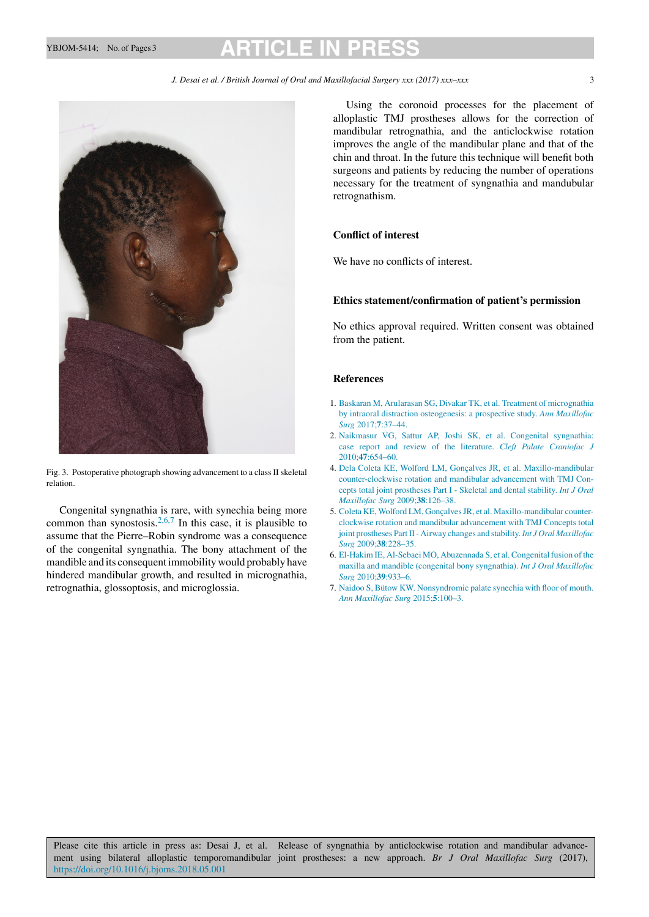Fig. 3. Postoperative photograph showing advancement to a class II skeletal relation.

Congenital syngnathia is rare, with synechia being more common than synostosis.[2,6,7] In this case, it is plausible to assume that the Pierre–Robin syndrome was a consequence of the congenital syngnathia. The bony attachment of the mandible and its consequent immobility would probably have hindered mandibular growth, and resulted in micrognathia, retrognathia, glossoptosis, and microglossia.

Using the coronoid processes for the placement of alloplastic TMJ prostheses allows for the correction of mandibular retrognathia, and the anticlockwise rotation improves the angle of the mandibular plane and that of the chin and throat. In the future this technique will benefit both surgeons and patients by reducing the number of operations necessary for the treatment of syngnathia and mandubular retrognathism.

## Conflict of interest

We have no conflicts of interest.

## Ethics statement/confirmation of patient's permission

No ethics approval required. Written consent was obtained from the patient.

## References

1. Baskaran M, Arularasan SG, Divakar TK, et al. Treatment of micrognathia by intraoral distraction osteogenesis: a prospective study. *Ann Maxillofac Surg* 2017;**7**:37–44.
2. Naikmasur VG, Sattur AP, Joshi SK, et al. Congenital syngnathia: case report and review of the literature. *Cleft Palate Craniofac J* 2010;**47**:654–60.
4. Dela Coleta KE, Wolford LM, Gonçalves JR, et al. Maxillo-mandibular counter-clockwise rotation and mandibular advancement with TMJ Concepts total joint prostheses Part I - Skeletal and dental stability. *Int J Oral Maxillofac Surg* 2009;**38**:126–38.
5. Coleta KE, Wolford LM, Gonçalves JR, et al. Maxillo-mandibular counter-clockwise rotation and mandibular advancement with TMJ Concepts total joint prostheses Part II - Airway changes and stability. *Int J Oral Maxillofac Surg* 2009;**38**:228–35.
6. El-Hakim IE, Al-Sebaei MO, Abuzennada S, et al. Congenital fusion of the maxilla and mandible (congenital bony syngnathia). *Int J Oral Maxillofac Surg* 2010;**39**:933–6.
7. Naidoo S, Bütow KW. Nonsyndromic palate synechia with floor of mouth. *Ann Maxillofac Surg* 2015;**5**:100–3.